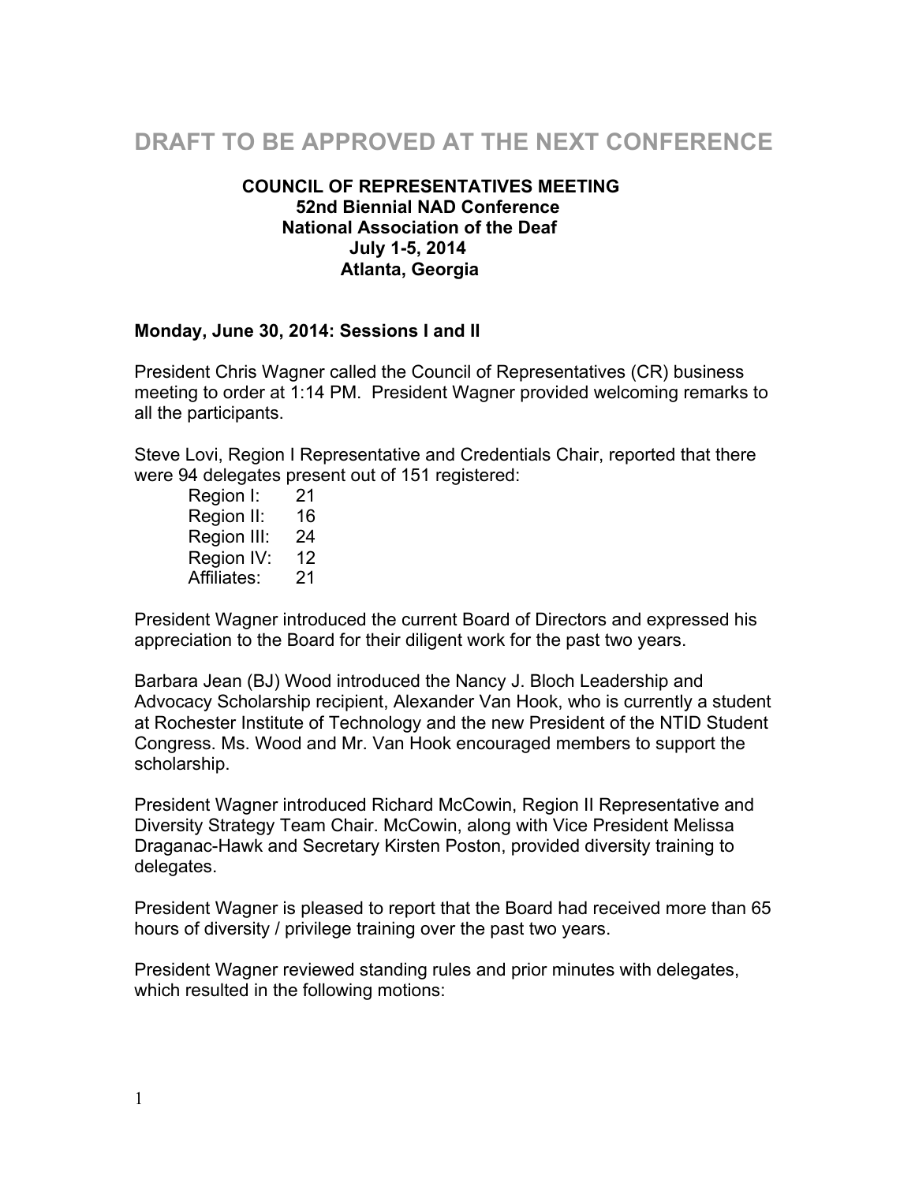# DRAFT TO BE APPROVED AT THE NEXT CONFERENCE

**COUNCIL OF REPRESENTATIVES MEETING**
**52nd Biennial NAD Conference**
**National Association of the Deaf**
**July 1-5, 2014**
**Atlanta, Georgia**

**Monday, June 30, 2014: Sessions I and II**

President Chris Wagner called the Council of Representatives (CR) business meeting to order at 1:14 PM. President Wagner provided welcoming remarks to all the participants.

Steve Lovi, Region I Representative and Credentials Chair, reported that there were 94 delegates present out of 151 registered:

| | |
|---|---|
| Region I: | 21 |
| Region II: | 16 |
| Region III: | 24 |
| Region IV: | 12 |
| Affiliates: | 21 |

President Wagner introduced the current Board of Directors and expressed his appreciation to the Board for their diligent work for the past two years.

Barbara Jean (BJ) Wood introduced the Nancy J. Bloch Leadership and Advocacy Scholarship recipient, Alexander Van Hook, who is currently a student at Rochester Institute of Technology and the new President of the NTID Student Congress. Ms. Wood and Mr. Van Hook encouraged members to support the scholarship.

President Wagner introduced Richard McCowin, Region II Representative and Diversity Strategy Team Chair. McCowin, along with Vice President Melissa Draganac-Hawk and Secretary Kirsten Poston, provided diversity training to delegates.

President Wagner is pleased to report that the Board had received more than 65 hours of diversity / privilege training over the past two years.

President Wagner reviewed standing rules and prior minutes with delegates, which resulted in the following motions: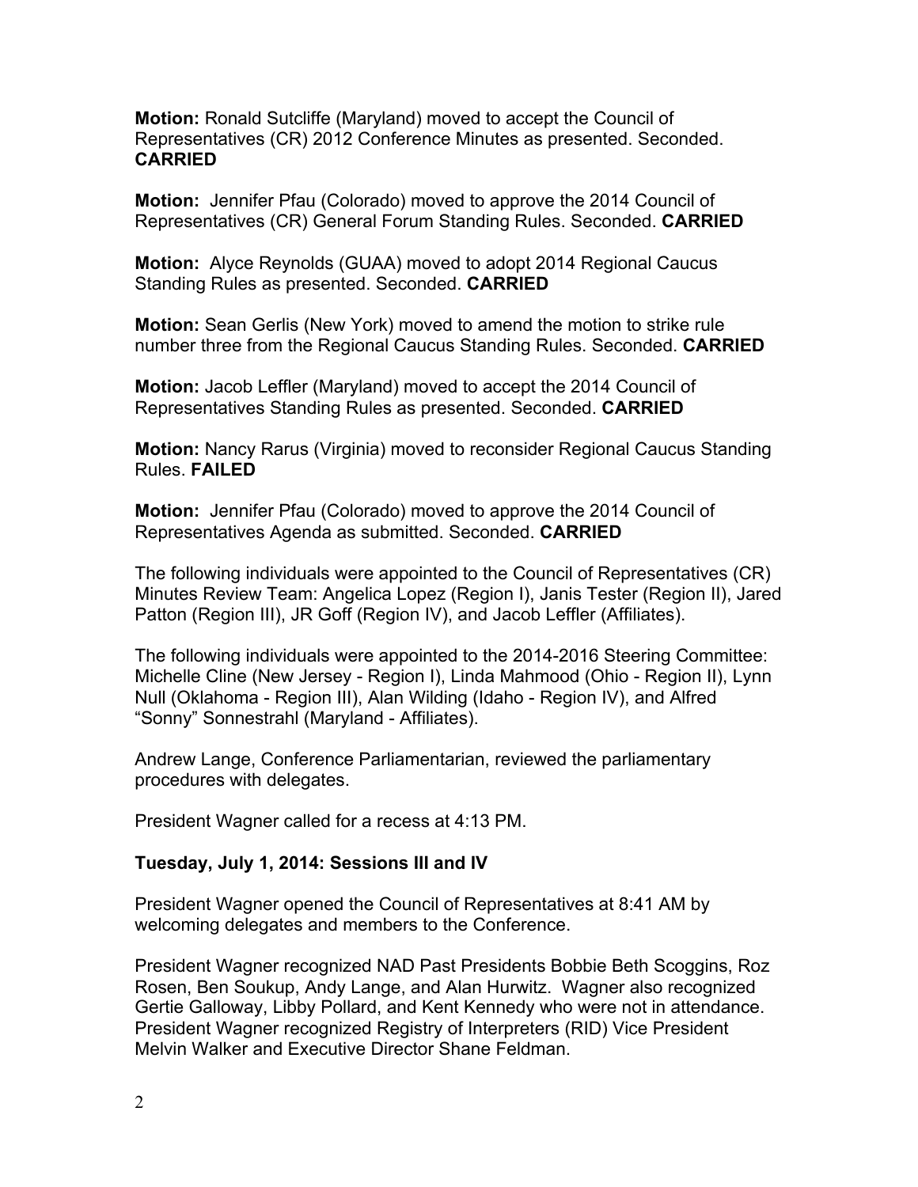**Motion:** Ronald Sutcliffe (Maryland) moved to accept the Council of Representatives (CR) 2012 Conference Minutes as presented. Seconded. **CARRIED**

**Motion:** Jennifer Pfau (Colorado) moved to approve the 2014 Council of Representatives (CR) General Forum Standing Rules. Seconded. **CARRIED**

**Motion:** Alyce Reynolds (GUAA) moved to adopt 2014 Regional Caucus Standing Rules as presented. Seconded. **CARRIED**

**Motion:** Sean Gerlis (New York) moved to amend the motion to strike rule number three from the Regional Caucus Standing Rules. Seconded. **CARRIED**

**Motion:** Jacob Leffler (Maryland) moved to accept the 2014 Council of Representatives Standing Rules as presented. Seconded. **CARRIED**

**Motion:** Nancy Rarus (Virginia) moved to reconsider Regional Caucus Standing Rules. **FAILED**

**Motion:** Jennifer Pfau (Colorado) moved to approve the 2014 Council of Representatives Agenda as submitted. Seconded. **CARRIED**

The following individuals were appointed to the Council of Representatives (CR) Minutes Review Team: Angelica Lopez (Region I), Janis Tester (Region II), Jared Patton (Region III), JR Goff (Region IV), and Jacob Leffler (Affiliates).

The following individuals were appointed to the 2014-2016 Steering Committee: Michelle Cline (New Jersey - Region I), Linda Mahmood (Ohio - Region II), Lynn Null (Oklahoma - Region III), Alan Wilding (Idaho - Region IV), and Alfred "Sonny" Sonnestrahl (Maryland - Affiliates).

Andrew Lange, Conference Parliamentarian, reviewed the parliamentary procedures with delegates.

President Wagner called for a recess at 4:13 PM.

**Tuesday, July 1, 2014: Sessions III and IV**

President Wagner opened the Council of Representatives at 8:41 AM by welcoming delegates and members to the Conference.

President Wagner recognized NAD Past Presidents Bobbie Beth Scoggins, Roz Rosen, Ben Soukup, Andy Lange, and Alan Hurwitz. Wagner also recognized Gertie Galloway, Libby Pollard, and Kent Kennedy who were not in attendance. President Wagner recognized Registry of Interpreters (RID) Vice President Melvin Walker and Executive Director Shane Feldman.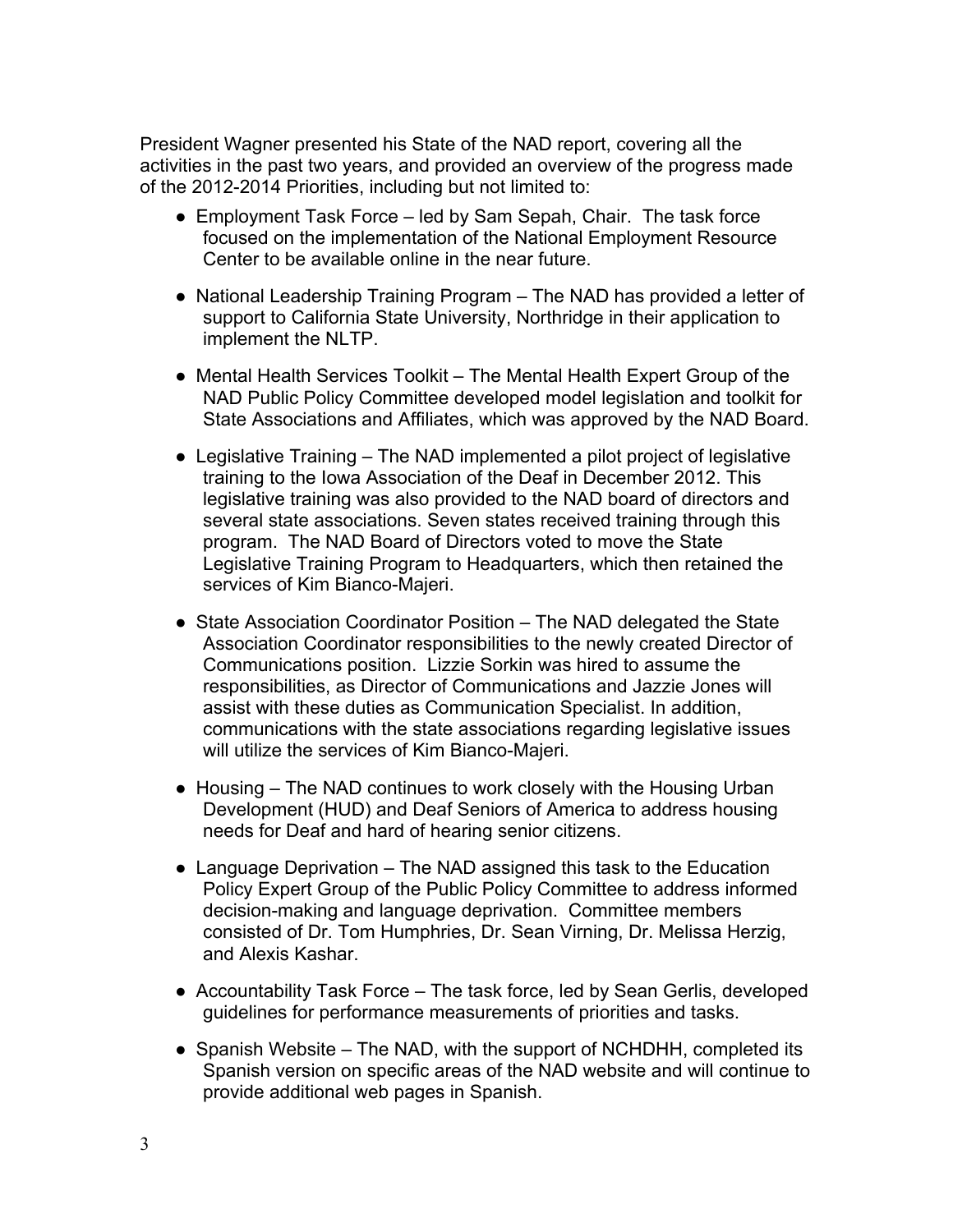President Wagner presented his State of the NAD report, covering all the activities in the past two years, and provided an overview of the progress made of the 2012-2014 Priorities, including but not limited to:

- Employment Task Force – led by Sam Sepah, Chair. The task force focused on the implementation of the National Employment Resource Center to be available online in the near future.
- National Leadership Training Program – The NAD has provided a letter of support to California State University, Northridge in their application to implement the NLTP.
- Mental Health Services Toolkit – The Mental Health Expert Group of the NAD Public Policy Committee developed model legislation and toolkit for State Associations and Affiliates, which was approved by the NAD Board.
- Legislative Training – The NAD implemented a pilot project of legislative training to the Iowa Association of the Deaf in December 2012. This legislative training was also provided to the NAD board of directors and several state associations. Seven states received training through this program. The NAD Board of Directors voted to move the State Legislative Training Program to Headquarters, which then retained the services of Kim Bianco-Majeri.
- State Association Coordinator Position – The NAD delegated the State Association Coordinator responsibilities to the newly created Director of Communications position. Lizzie Sorkin was hired to assume the responsibilities, as Director of Communications and Jazzie Jones will assist with these duties as Communication Specialist. In addition, communications with the state associations regarding legislative issues will utilize the services of Kim Bianco-Majeri.
- Housing – The NAD continues to work closely with the Housing Urban Development (HUD) and Deaf Seniors of America to address housing needs for Deaf and hard of hearing senior citizens.
- Language Deprivation – The NAD assigned this task to the Education Policy Expert Group of the Public Policy Committee to address informed decision-making and language deprivation. Committee members consisted of Dr. Tom Humphries, Dr. Sean Virning, Dr. Melissa Herzig, and Alexis Kashar.
- Accountability Task Force – The task force, led by Sean Gerlis, developed guidelines for performance measurements of priorities and tasks.
- Spanish Website – The NAD, with the support of NCHDHH, completed its Spanish version on specific areas of the NAD website and will continue to provide additional web pages in Spanish.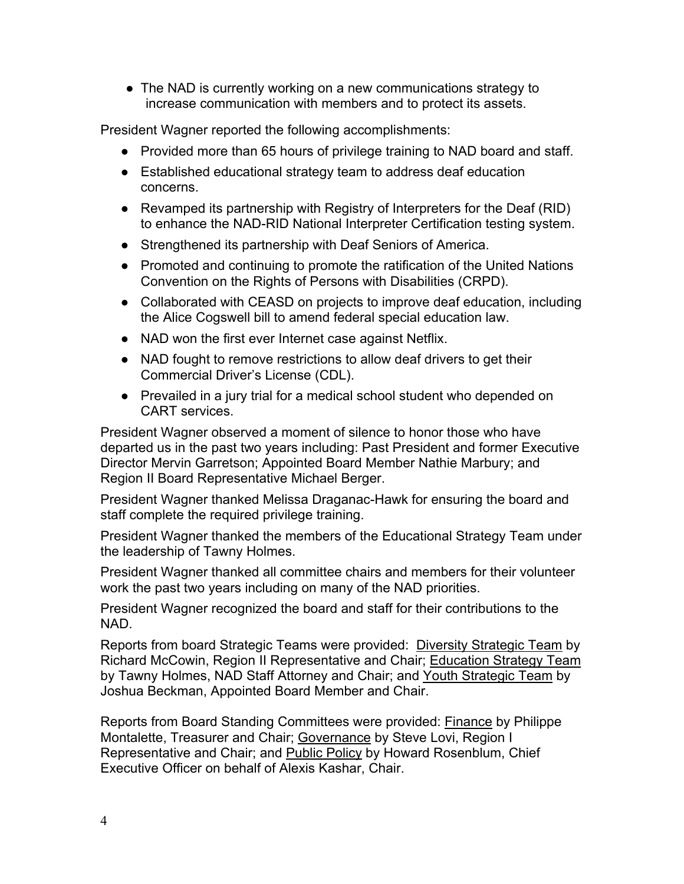- The NAD is currently working on a new communications strategy to increase communication with members and to protect its assets.

President Wagner reported the following accomplishments:

- Provided more than 65 hours of privilege training to NAD board and staff.
- Established educational strategy team to address deaf education concerns.
- Revamped its partnership with Registry of Interpreters for the Deaf (RID) to enhance the NAD-RID National Interpreter Certification testing system.
- Strengthened its partnership with Deaf Seniors of America.
- Promoted and continuing to promote the ratification of the United Nations Convention on the Rights of Persons with Disabilities (CRPD).
- Collaborated with CEASD on projects to improve deaf education, including the Alice Cogswell bill to amend federal special education law.
- NAD won the first ever Internet case against Netflix.
- NAD fought to remove restrictions to allow deaf drivers to get their Commercial Driver's License (CDL).
- Prevailed in a jury trial for a medical school student who depended on CART services.

President Wagner observed a moment of silence to honor those who have departed us in the past two years including: Past President and former Executive Director Mervin Garretson; Appointed Board Member Nathie Marbury; and Region II Board Representative Michael Berger.

President Wagner thanked Melissa Draganac-Hawk for ensuring the board and staff complete the required privilege training.

President Wagner thanked the members of the Educational Strategy Team under the leadership of Tawny Holmes.

President Wagner thanked all committee chairs and members for their volunteer work the past two years including on many of the NAD priorities.

President Wagner recognized the board and staff for their contributions to the NAD.

Reports from board Strategic Teams were provided: Diversity Strategic Team by Richard McCowin, Region II Representative and Chair; Education Strategy Team by Tawny Holmes, NAD Staff Attorney and Chair; and Youth Strategic Team by Joshua Beckman, Appointed Board Member and Chair.

Reports from Board Standing Committees were provided: Finance by Philippe Montalette, Treasurer and Chair; Governance by Steve Lovi, Region I Representative and Chair; and Public Policy by Howard Rosenblum, Chief Executive Officer on behalf of Alexis Kashar, Chair.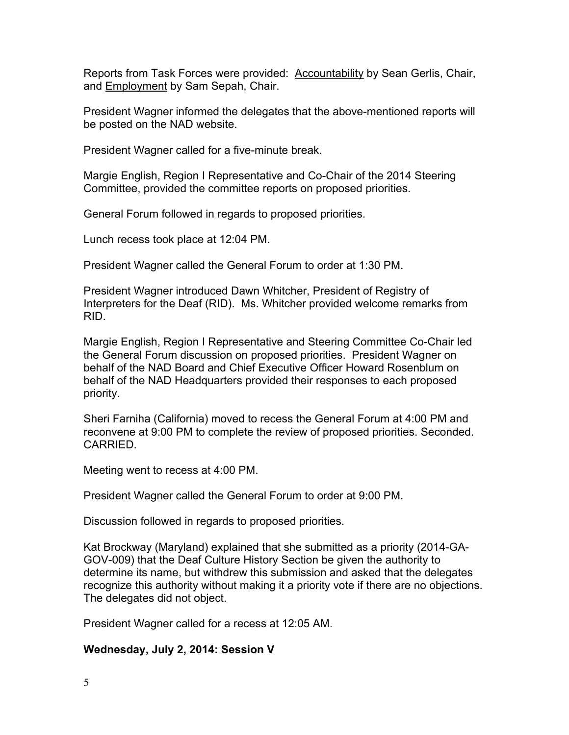Reports from Task Forces were provided: Accountability by Sean Gerlis, Chair, and Employment by Sam Sepah, Chair.

President Wagner informed the delegates that the above-mentioned reports will be posted on the NAD website.

President Wagner called for a five-minute break.

Margie English, Region I Representative and Co-Chair of the 2014 Steering Committee, provided the committee reports on proposed priorities.

General Forum followed in regards to proposed priorities.

Lunch recess took place at 12:04 PM.

President Wagner called the General Forum to order at 1:30 PM.

President Wagner introduced Dawn Whitcher, President of Registry of Interpreters for the Deaf (RID). Ms. Whitcher provided welcome remarks from RID.

Margie English, Region I Representative and Steering Committee Co-Chair led the General Forum discussion on proposed priorities. President Wagner on behalf of the NAD Board and Chief Executive Officer Howard Rosenblum on behalf of the NAD Headquarters provided their responses to each proposed priority.

Sheri Farniha (California) moved to recess the General Forum at 4:00 PM and reconvene at 9:00 PM to complete the review of proposed priorities. Seconded. CARRIED.

Meeting went to recess at 4:00 PM.

President Wagner called the General Forum to order at 9:00 PM.

Discussion followed in regards to proposed priorities.

Kat Brockway (Maryland) explained that she submitted as a priority (2014-GA-GOV-009) that the Deaf Culture History Section be given the authority to determine its name, but withdrew this submission and asked that the delegates recognize this authority without making it a priority vote if there are no objections. The delegates did not object.

President Wagner called for a recess at 12:05 AM.

**Wednesday, July 2, 2014: Session V**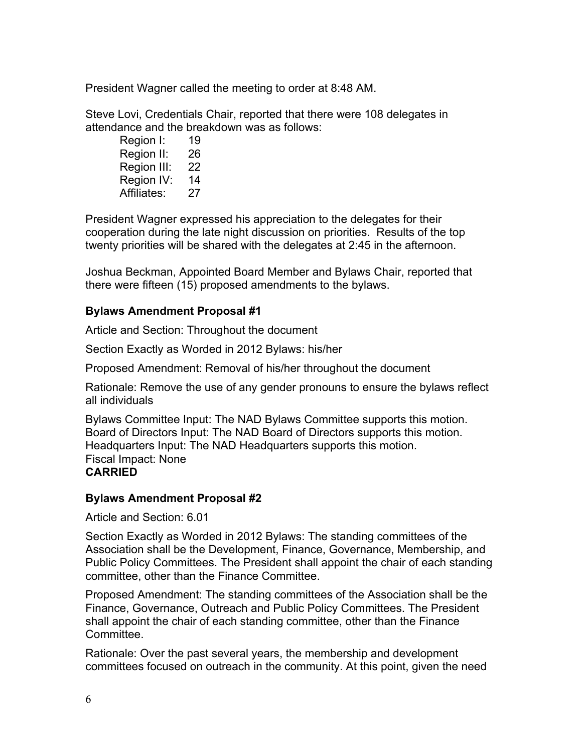President Wagner called the meeting to order at 8:48 AM.

Steve Lovi, Credentials Chair, reported that there were 108 delegates in attendance and the breakdown was as follows:

| | |
|---|---|
| Region I: | 19 |
| Region II: | 26 |
| Region III: | 22 |
| Region IV: | 14 |
| Affiliates: | 27 |

President Wagner expressed his appreciation to the delegates for their cooperation during the late night discussion on priorities. Results of the top twenty priorities will be shared with the delegates at 2:45 in the afternoon.

Joshua Beckman, Appointed Board Member and Bylaws Chair, reported that there were fifteen (15) proposed amendments to the bylaws.

### Bylaws Amendment Proposal #1

Article and Section: Throughout the document

Section Exactly as Worded in 2012 Bylaws: his/her

Proposed Amendment: Removal of his/her throughout the document

Rationale: Remove the use of any gender pronouns to ensure the bylaws reflect all individuals

Bylaws Committee Input: The NAD Bylaws Committee supports this motion.
Board of Directors Input: The NAD Board of Directors supports this motion.
Headquarters Input: The NAD Headquarters supports this motion.
Fiscal Impact: None
**CARRIED**

### Bylaws Amendment Proposal #2

Article and Section: 6.01

Section Exactly as Worded in 2012 Bylaws: The standing committees of the Association shall be the Development, Finance, Governance, Membership, and Public Policy Committees. The President shall appoint the chair of each standing committee, other than the Finance Committee.

Proposed Amendment: The standing committees of the Association shall be the Finance, Governance, Outreach and Public Policy Committees. The President shall appoint the chair of each standing committee, other than the Finance Committee.

Rationale: Over the past several years, the membership and development committees focused on outreach in the community. At this point, given the need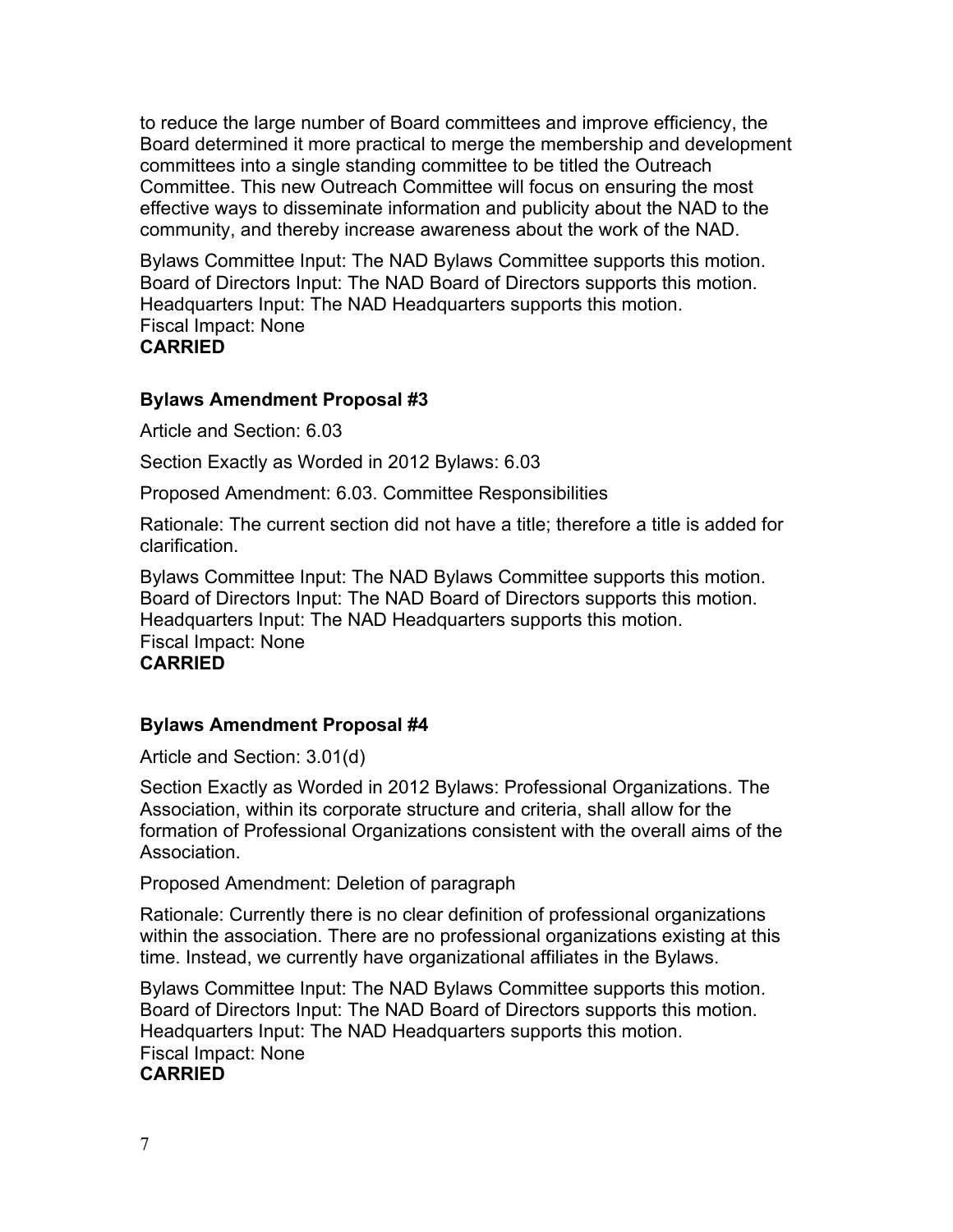to reduce the large number of Board committees and improve efficiency, the Board determined it more practical to merge the membership and development committees into a single standing committee to be titled the Outreach Committee. This new Outreach Committee will focus on ensuring the most effective ways to disseminate information and publicity about the NAD to the community, and thereby increase awareness about the work of the NAD.

Bylaws Committee Input: The NAD Bylaws Committee supports this motion.
Board of Directors Input: The NAD Board of Directors supports this motion.
Headquarters Input: The NAD Headquarters supports this motion.
Fiscal Impact: None
**CARRIED**

### Bylaws Amendment Proposal #3

Article and Section: 6.03

Section Exactly as Worded in 2012 Bylaws: 6.03

Proposed Amendment: 6.03. Committee Responsibilities

Rationale: The current section did not have a title; therefore a title is added for clarification.

Bylaws Committee Input: The NAD Bylaws Committee supports this motion.
Board of Directors Input: The NAD Board of Directors supports this motion.
Headquarters Input: The NAD Headquarters supports this motion.
Fiscal Impact: None
**CARRIED**

### Bylaws Amendment Proposal #4

Article and Section: 3.01(d)

Section Exactly as Worded in 2012 Bylaws: Professional Organizations. The Association, within its corporate structure and criteria, shall allow for the formation of Professional Organizations consistent with the overall aims of the Association.

Proposed Amendment: Deletion of paragraph

Rationale: Currently there is no clear definition of professional organizations within the association. There are no professional organizations existing at this time. Instead, we currently have organizational affiliates in the Bylaws.

Bylaws Committee Input: The NAD Bylaws Committee supports this motion.
Board of Directors Input: The NAD Board of Directors supports this motion.
Headquarters Input: The NAD Headquarters supports this motion.
Fiscal Impact: None
**CARRIED**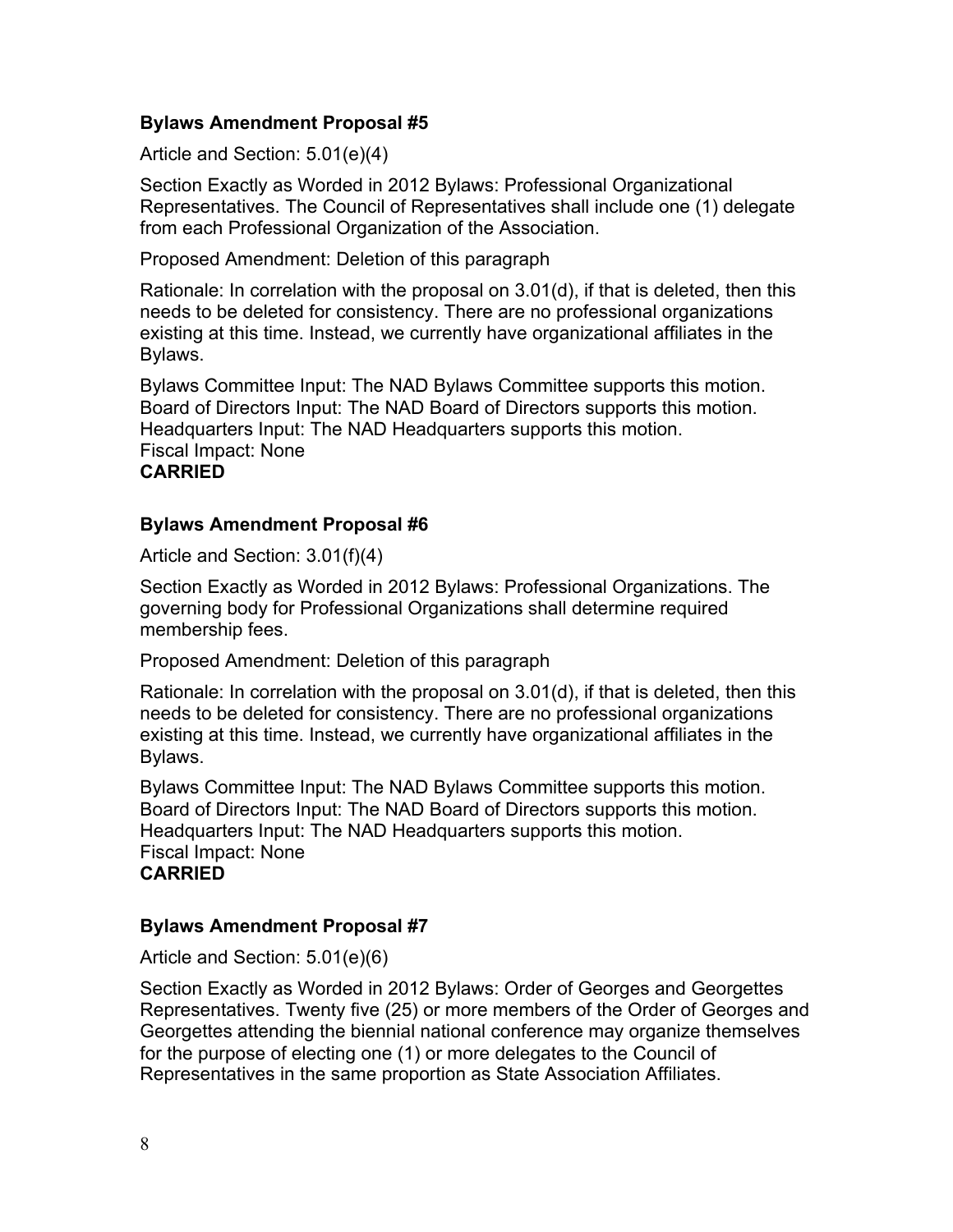### Bylaws Amendment Proposal #5

Article and Section: 5.01(e)(4)

Section Exactly as Worded in 2012 Bylaws: Professional Organizational Representatives. The Council of Representatives shall include one (1) delegate from each Professional Organization of the Association.

Proposed Amendment: Deletion of this paragraph

Rationale: In correlation with the proposal on 3.01(d), if that is deleted, then this needs to be deleted for consistency. There are no professional organizations existing at this time. Instead, we currently have organizational affiliates in the Bylaws.

Bylaws Committee Input: The NAD Bylaws Committee supports this motion.
Board of Directors Input: The NAD Board of Directors supports this motion.
Headquarters Input: The NAD Headquarters supports this motion.
Fiscal Impact: None
**CARRIED**

### Bylaws Amendment Proposal #6

Article and Section: 3.01(f)(4)

Section Exactly as Worded in 2012 Bylaws: Professional Organizations. The governing body for Professional Organizations shall determine required membership fees.

Proposed Amendment: Deletion of this paragraph

Rationale: In correlation with the proposal on 3.01(d), if that is deleted, then this needs to be deleted for consistency. There are no professional organizations existing at this time. Instead, we currently have organizational affiliates in the Bylaws.

Bylaws Committee Input: The NAD Bylaws Committee supports this motion.
Board of Directors Input: The NAD Board of Directors supports this motion.
Headquarters Input: The NAD Headquarters supports this motion.
Fiscal Impact: None
**CARRIED**

### Bylaws Amendment Proposal #7

Article and Section: 5.01(e)(6)

Section Exactly as Worded in 2012 Bylaws: Order of Georges and Georgettes Representatives. Twenty five (25) or more members of the Order of Georges and Georgettes attending the biennial national conference may organize themselves for the purpose of electing one (1) or more delegates to the Council of Representatives in the same proportion as State Association Affiliates.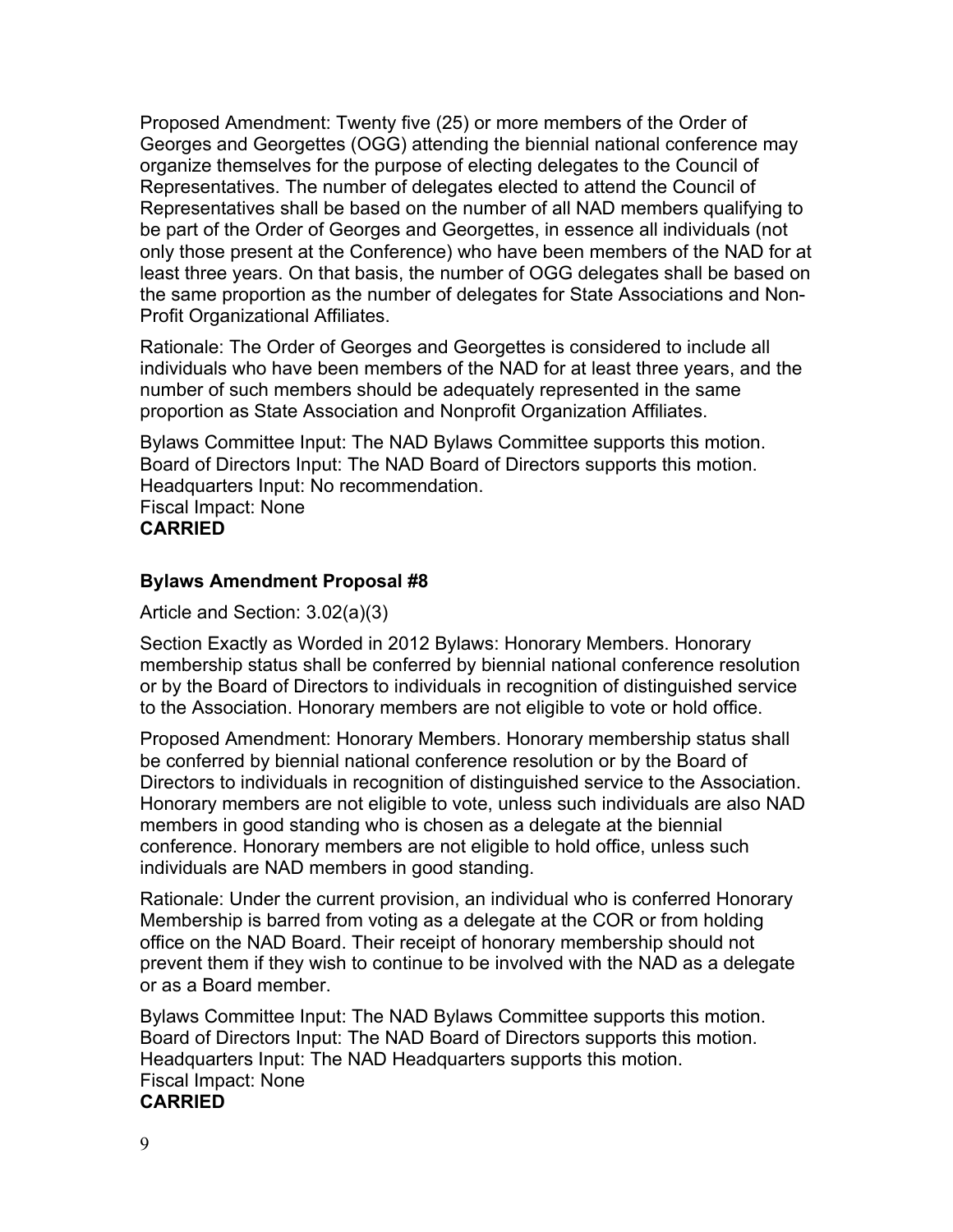Proposed Amendment: Twenty five (25) or more members of the Order of Georges and Georgettes (OGG) attending the biennial national conference may organize themselves for the purpose of electing delegates to the Council of Representatives. The number of delegates elected to attend the Council of Representatives shall be based on the number of all NAD members qualifying to be part of the Order of Georges and Georgettes, in essence all individuals (not only those present at the Conference) who have been members of the NAD for at least three years. On that basis, the number of OGG delegates shall be based on the same proportion as the number of delegates for State Associations and Non-Profit Organizational Affiliates.

Rationale: The Order of Georges and Georgettes is considered to include all individuals who have been members of the NAD for at least three years, and the number of such members should be adequately represented in the same proportion as State Association and Nonprofit Organization Affiliates.

Bylaws Committee Input: The NAD Bylaws Committee supports this motion.
Board of Directors Input: The NAD Board of Directors supports this motion.
Headquarters Input: No recommendation.
Fiscal Impact: None
**CARRIED**

### Bylaws Amendment Proposal #8

Article and Section: 3.02(a)(3)

Section Exactly as Worded in 2012 Bylaws: Honorary Members. Honorary membership status shall be conferred by biennial national conference resolution or by the Board of Directors to individuals in recognition of distinguished service to the Association. Honorary members are not eligible to vote or hold office.

Proposed Amendment: Honorary Members. Honorary membership status shall be conferred by biennial national conference resolution or by the Board of Directors to individuals in recognition of distinguished service to the Association. Honorary members are not eligible to vote, unless such individuals are also NAD members in good standing who is chosen as a delegate at the biennial conference. Honorary members are not eligible to hold office, unless such individuals are NAD members in good standing.

Rationale: Under the current provision, an individual who is conferred Honorary Membership is barred from voting as a delegate at the COR or from holding office on the NAD Board. Their receipt of honorary membership should not prevent them if they wish to continue to be involved with the NAD as a delegate or as a Board member.

Bylaws Committee Input: The NAD Bylaws Committee supports this motion.
Board of Directors Input: The NAD Board of Directors supports this motion.
Headquarters Input: The NAD Headquarters supports this motion.
Fiscal Impact: None
**CARRIED**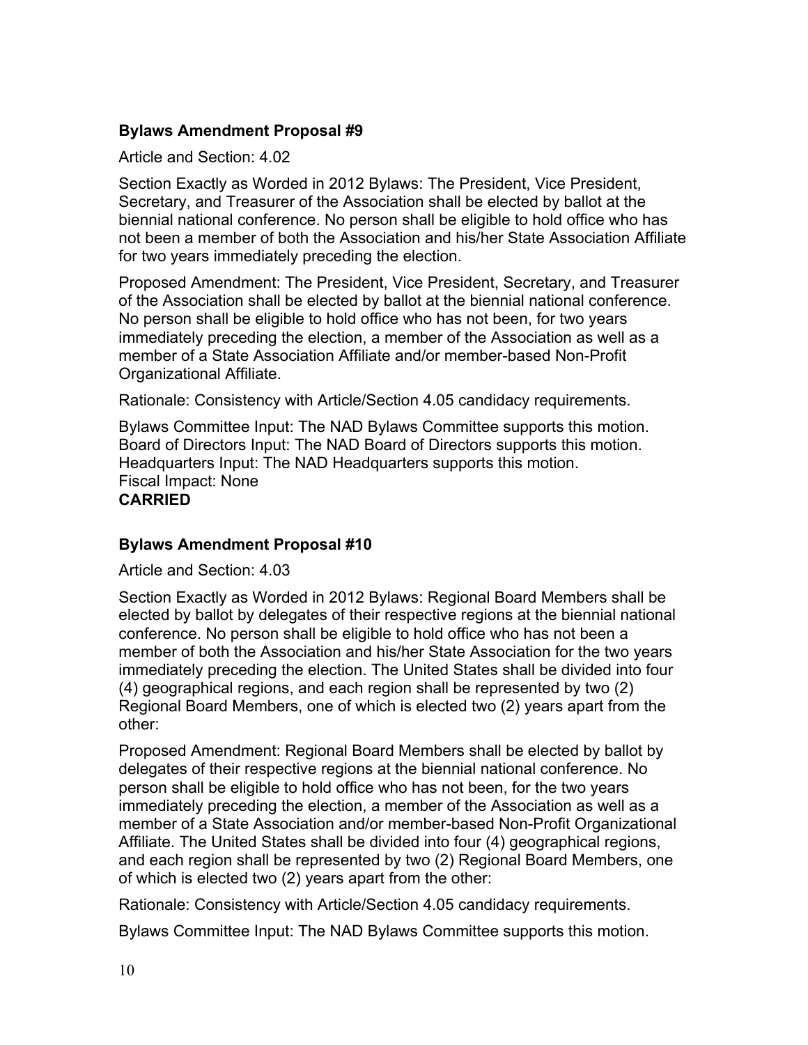### Bylaws Amendment Proposal #9

Article and Section: 4.02

Section Exactly as Worded in 2012 Bylaws: The President, Vice President, Secretary, and Treasurer of the Association shall be elected by ballot at the biennial national conference. No person shall be eligible to hold office who has not been a member of both the Association and his/her State Association Affiliate for two years immediately preceding the election.

Proposed Amendment: The President, Vice President, Secretary, and Treasurer of the Association shall be elected by ballot at the biennial national conference. No person shall be eligible to hold office who has not been, for two years immediately preceding the election, a member of the Association as well as a member of a State Association Affiliate and/or member-based Non-Profit Organizational Affiliate.

Rationale: Consistency with Article/Section 4.05 candidacy requirements.

Bylaws Committee Input: The NAD Bylaws Committee supports this motion.
Board of Directors Input: The NAD Board of Directors supports this motion.
Headquarters Input: The NAD Headquarters supports this motion.
Fiscal Impact: None
**CARRIED**

### Bylaws Amendment Proposal #10

Article and Section: 4.03

Section Exactly as Worded in 2012 Bylaws: Regional Board Members shall be elected by ballot by delegates of their respective regions at the biennial national conference. No person shall be eligible to hold office who has not been a member of both the Association and his/her State Association for the two years immediately preceding the election. The United States shall be divided into four (4) geographical regions, and each region shall be represented by two (2) Regional Board Members, one of which is elected two (2) years apart from the other:

Proposed Amendment: Regional Board Members shall be elected by ballot by delegates of their respective regions at the biennial national conference. No person shall be eligible to hold office who has not been, for the two years immediately preceding the election, a member of the Association as well as a member of a State Association and/or member-based Non-Profit Organizational Affiliate. The United States shall be divided into four (4) geographical regions, and each region shall be represented by two (2) Regional Board Members, one of which is elected two (2) years apart from the other:

Rationale: Consistency with Article/Section 4.05 candidacy requirements.

Bylaws Committee Input: The NAD Bylaws Committee supports this motion.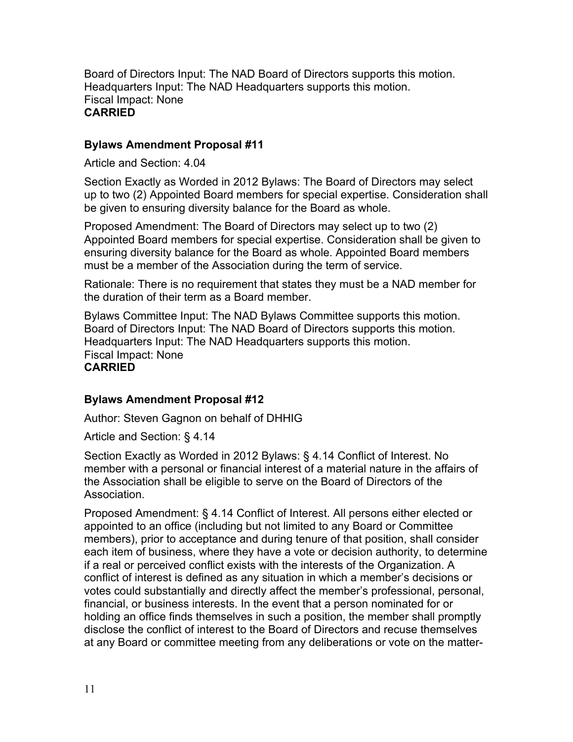Board of Directors Input: The NAD Board of Directors supports this motion.
Headquarters Input: The NAD Headquarters supports this motion.
Fiscal Impact: None
**CARRIED**

### Bylaws Amendment Proposal #11

Article and Section: 4.04

Section Exactly as Worded in 2012 Bylaws: The Board of Directors may select up to two (2) Appointed Board members for special expertise. Consideration shall be given to ensuring diversity balance for the Board as whole.

Proposed Amendment: The Board of Directors may select up to two (2) Appointed Board members for special expertise. Consideration shall be given to ensuring diversity balance for the Board as whole. Appointed Board members must be a member of the Association during the term of service.

Rationale: There is no requirement that states they must be a NAD member for the duration of their term as a Board member.

Bylaws Committee Input: The NAD Bylaws Committee supports this motion.
Board of Directors Input: The NAD Board of Directors supports this motion.
Headquarters Input: The NAD Headquarters supports this motion.
Fiscal Impact: None
**CARRIED**

### Bylaws Amendment Proposal #12

Author: Steven Gagnon on behalf of DHHIG

Article and Section: § 4.14

Section Exactly as Worded in 2012 Bylaws: § 4.14 Conflict of Interest. No member with a personal or financial interest of a material nature in the affairs of the Association shall be eligible to serve on the Board of Directors of the Association.

Proposed Amendment: § 4.14 Conflict of Interest. All persons either elected or appointed to an office (including but not limited to any Board or Committee members), prior to acceptance and during tenure of that position, shall consider each item of business, where they have a vote or decision authority, to determine if a real or perceived conflict exists with the interests of the Organization. A conflict of interest is defined as any situation in which a member's decisions or votes could substantially and directly affect the member's professional, personal, financial, or business interests. In the event that a person nominated for or holding an office finds themselves in such a position, the member shall promptly disclose the conflict of interest to the Board of Directors and recuse themselves at any Board or committee meeting from any deliberations or vote on the matter-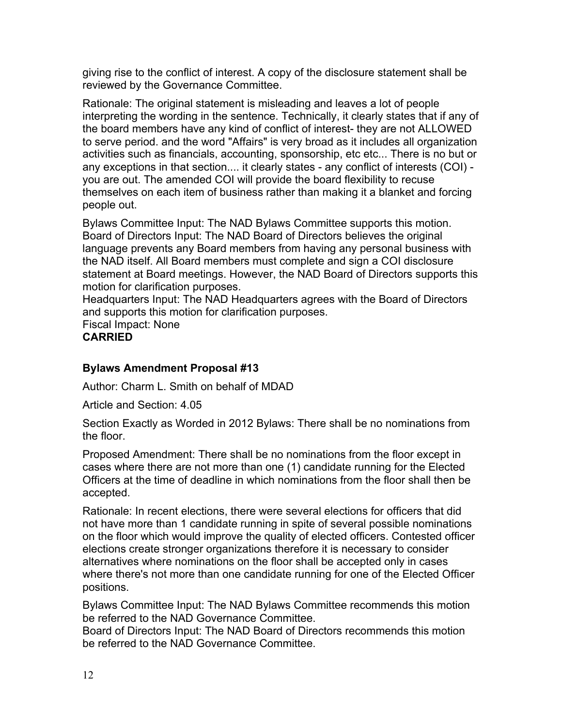giving rise to the conflict of interest. A copy of the disclosure statement shall be reviewed by the Governance Committee.

Rationale: The original statement is misleading and leaves a lot of people interpreting the wording in the sentence. Technically, it clearly states that if any of the board members have any kind of conflict of interest- they are not ALLOWED to serve period. and the word "Affairs" is very broad as it includes all organization activities such as financials, accounting, sponsorship, etc etc... There is no but or any exceptions in that section.... it clearly states - any conflict of interests (COI) - you are out. The amended COI will provide the board flexibility to recuse themselves on each item of business rather than making it a blanket and forcing people out.

Bylaws Committee Input: The NAD Bylaws Committee supports this motion.
Board of Directors Input: The NAD Board of Directors believes the original language prevents any Board members from having any personal business with the NAD itself. All Board members must complete and sign a COI disclosure statement at Board meetings. However, the NAD Board of Directors supports this motion for clarification purposes.
Headquarters Input: The NAD Headquarters agrees with the Board of Directors and supports this motion for clarification purposes.
Fiscal Impact: None
**CARRIED**

### Bylaws Amendment Proposal #13

Author: Charm L. Smith on behalf of MDAD

Article and Section: 4.05

Section Exactly as Worded in 2012 Bylaws: There shall be no nominations from the floor.

Proposed Amendment: There shall be no nominations from the floor except in cases where there are not more than one (1) candidate running for the Elected Officers at the time of deadline in which nominations from the floor shall then be accepted.

Rationale: In recent elections, there were several elections for officers that did not have more than 1 candidate running in spite of several possible nominations on the floor which would improve the quality of elected officers. Contested officer elections create stronger organizations therefore it is necessary to consider alternatives where nominations on the floor shall be accepted only in cases where there's not more than one candidate running for one of the Elected Officer positions.

Bylaws Committee Input: The NAD Bylaws Committee recommends this motion be referred to the NAD Governance Committee.
Board of Directors Input: The NAD Board of Directors recommends this motion be referred to the NAD Governance Committee.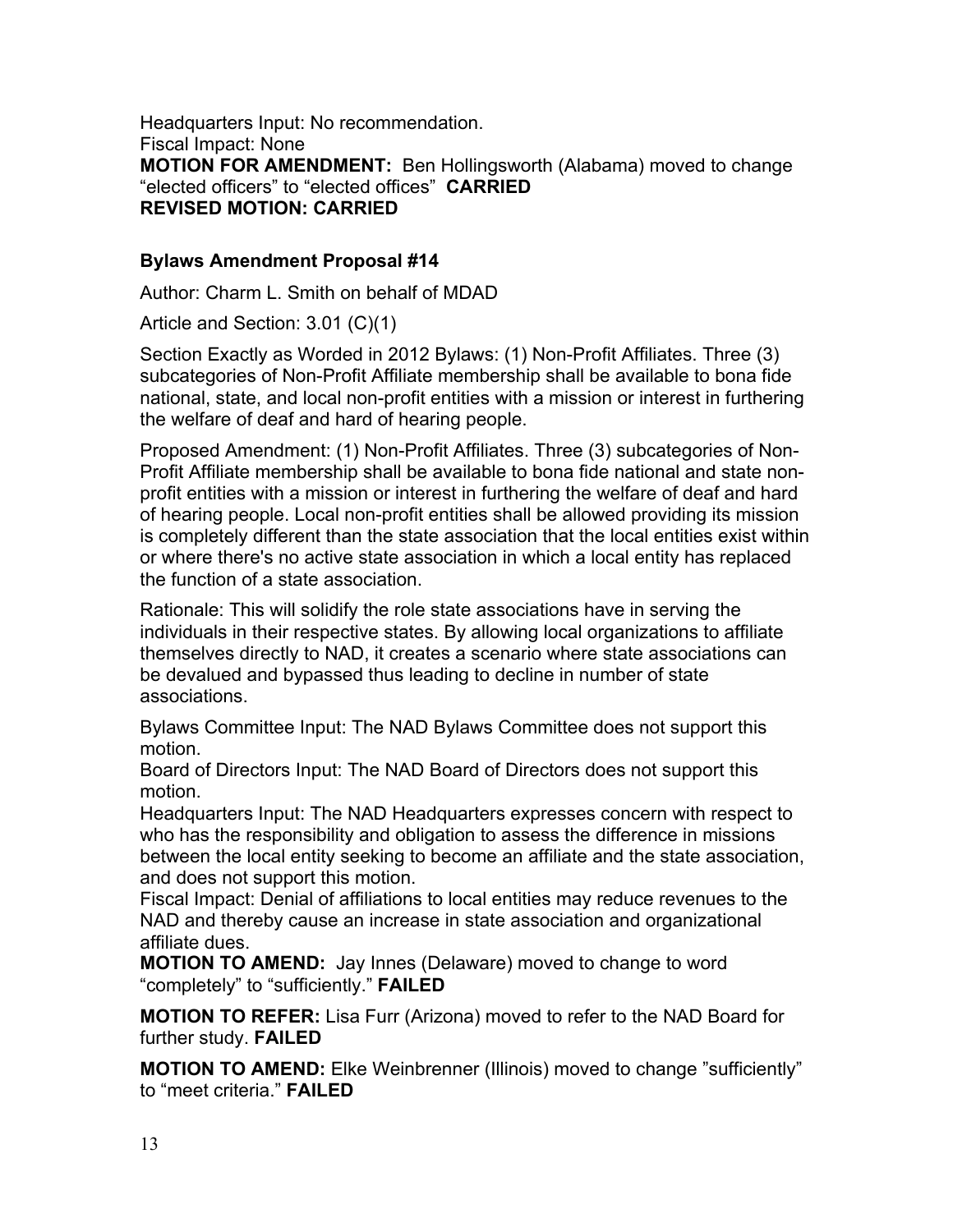Headquarters Input: No recommendation.
Fiscal Impact: None
**MOTION FOR AMENDMENT:** Ben Hollingsworth (Alabama) moved to change "elected officers" to "elected offices" **CARRIED**
**REVISED MOTION: CARRIED**

### Bylaws Amendment Proposal #14

Author: Charm L. Smith on behalf of MDAD

Article and Section: 3.01 (C)(1)

Section Exactly as Worded in 2012 Bylaws: (1) Non-Profit Affiliates. Three (3) subcategories of Non-Profit Affiliate membership shall be available to bona fide national, state, and local non-profit entities with a mission or interest in furthering the welfare of deaf and hard of hearing people.

Proposed Amendment: (1) Non-Profit Affiliates. Three (3) subcategories of Non-Profit Affiliate membership shall be available to bona fide national and state non-profit entities with a mission or interest in furthering the welfare of deaf and hard of hearing people. Local non-profit entities shall be allowed providing its mission is completely different than the state association that the local entities exist within or where there's no active state association in which a local entity has replaced the function of a state association.

Rationale: This will solidify the role state associations have in serving the individuals in their respective states. By allowing local organizations to affiliate themselves directly to NAD, it creates a scenario where state associations can be devalued and bypassed thus leading to decline in number of state associations.

Bylaws Committee Input: The NAD Bylaws Committee does not support this motion.
Board of Directors Input: The NAD Board of Directors does not support this motion.
Headquarters Input: The NAD Headquarters expresses concern with respect to who has the responsibility and obligation to assess the difference in missions between the local entity seeking to become an affiliate and the state association, and does not support this motion.
Fiscal Impact: Denial of affiliations to local entities may reduce revenues to the NAD and thereby cause an increase in state association and organizational affiliate dues.
**MOTION TO AMEND:** Jay Innes (Delaware) moved to change to word "completely" to "sufficiently." **FAILED**

**MOTION TO REFER:** Lisa Furr (Arizona) moved to refer to the NAD Board for further study. **FAILED**

**MOTION TO AMEND:** Elke Weinbrenner (Illinois) moved to change "sufficiently" to "meet criteria." **FAILED**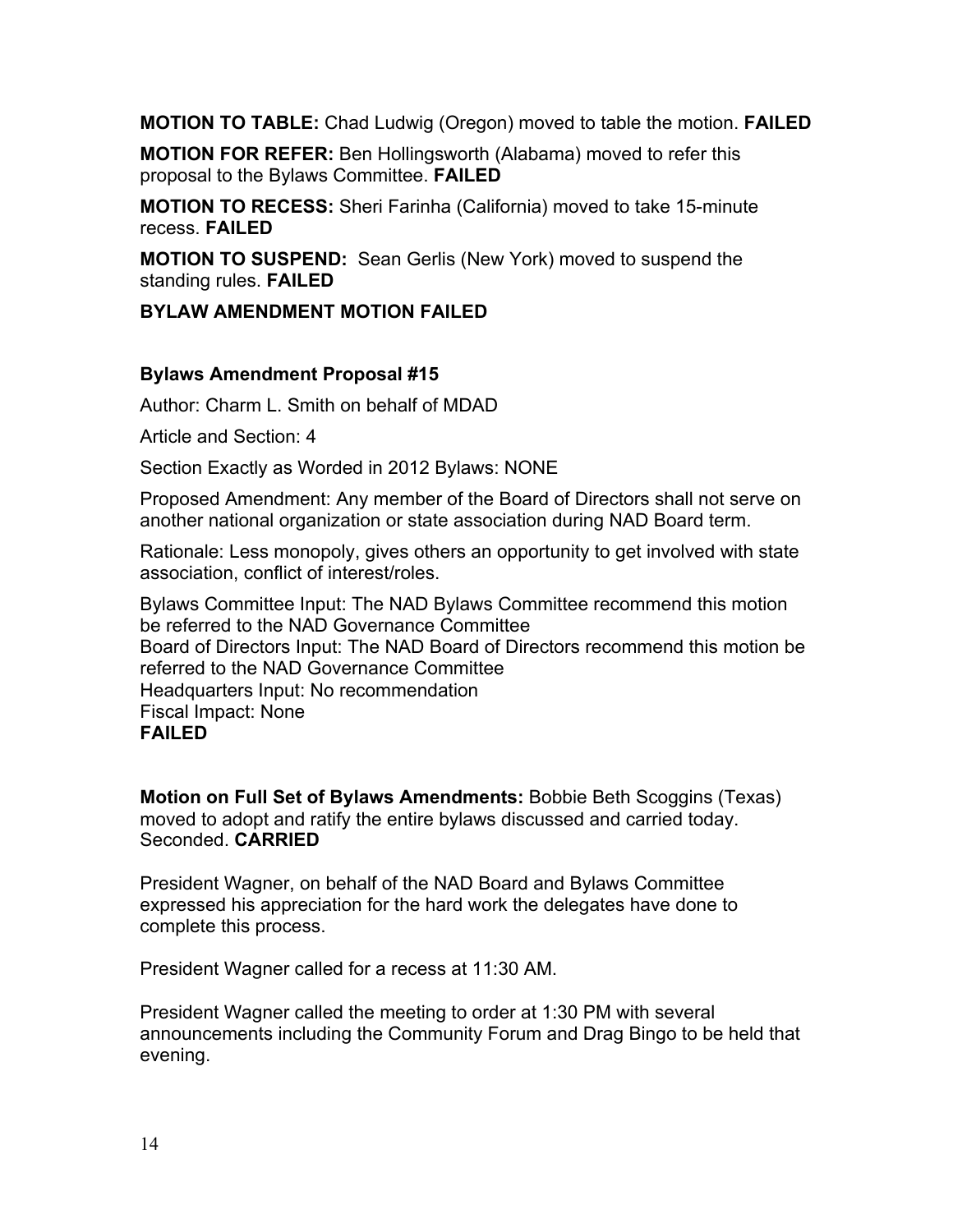**MOTION TO TABLE:** Chad Ludwig (Oregon) moved to table the motion. **FAILED**

**MOTION FOR REFER:** Ben Hollingsworth (Alabama) moved to refer this proposal to the Bylaws Committee. **FAILED**

**MOTION TO RECESS:** Sheri Farinha (California) moved to take 15-minute recess. **FAILED**

**MOTION TO SUSPEND:** Sean Gerlis (New York) moved to suspend the standing rules. **FAILED**

**BYLAW AMENDMENT MOTION FAILED**

**Bylaws Amendment Proposal #15**

Author: Charm L. Smith on behalf of MDAD

Article and Section: 4

Section Exactly as Worded in 2012 Bylaws: NONE

Proposed Amendment: Any member of the Board of Directors shall not serve on another national organization or state association during NAD Board term.

Rationale: Less monopoly, gives others an opportunity to get involved with state association, conflict of interest/roles.

Bylaws Committee Input: The NAD Bylaws Committee recommend this motion be referred to the NAD Governance Committee
Board of Directors Input: The NAD Board of Directors recommend this motion be referred to the NAD Governance Committee
Headquarters Input: No recommendation
Fiscal Impact: None
**FAILED**

**Motion on Full Set of Bylaws Amendments:** Bobbie Beth Scoggins (Texas) moved to adopt and ratify the entire bylaws discussed and carried today. Seconded. **CARRIED**

President Wagner, on behalf of the NAD Board and Bylaws Committee expressed his appreciation for the hard work the delegates have done to complete this process.

President Wagner called for a recess at 11:30 AM.

President Wagner called the meeting to order at 1:30 PM with several announcements including the Community Forum and Drag Bingo to be held that evening.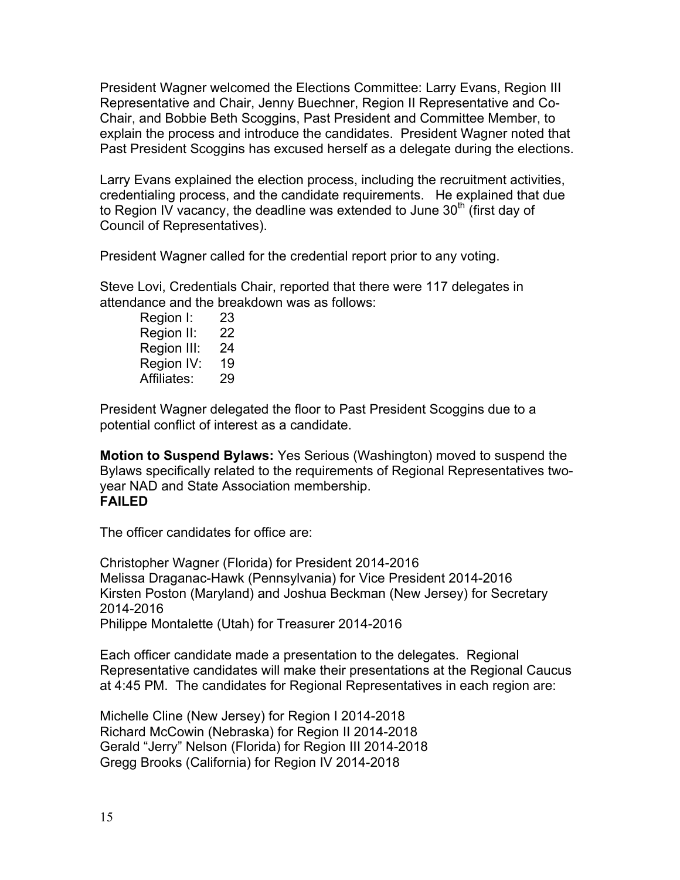President Wagner welcomed the Elections Committee: Larry Evans, Region III Representative and Chair, Jenny Buechner, Region II Representative and Co-Chair, and Bobbie Beth Scoggins, Past President and Committee Member, to explain the process and introduce the candidates. President Wagner noted that Past President Scoggins has excused herself as a delegate during the elections.

Larry Evans explained the election process, including the recruitment activities, credentialing process, and the candidate requirements. He explained that due to Region IV vacancy, the deadline was extended to June 30th (first day of Council of Representatives).

President Wagner called for the credential report prior to any voting.

Steve Lovi, Credentials Chair, reported that there were 117 delegates in attendance and the breakdown was as follows:

| | |
|---|---|
| Region I: | 23 |
| Region II: | 22 |
| Region III: | 24 |
| Region IV: | 19 |
| Affiliates: | 29 |

President Wagner delegated the floor to Past President Scoggins due to a potential conflict of interest as a candidate.

**Motion to Suspend Bylaws:** Yes Serious (Washington) moved to suspend the Bylaws specifically related to the requirements of Regional Representatives two-year NAD and State Association membership.
**FAILED**

The officer candidates for office are:

Christopher Wagner (Florida) for President 2014-2016
Melissa Draganac-Hawk (Pennsylvania) for Vice President 2014-2016
Kirsten Poston (Maryland) and Joshua Beckman (New Jersey) for Secretary 2014-2016
Philippe Montalette (Utah) for Treasurer 2014-2016

Each officer candidate made a presentation to the delegates. Regional Representative candidates will make their presentations at the Regional Caucus at 4:45 PM. The candidates for Regional Representatives in each region are:

Michelle Cline (New Jersey) for Region I 2014-2018
Richard McCowin (Nebraska) for Region II 2014-2018
Gerald "Jerry" Nelson (Florida) for Region III 2014-2018
Gregg Brooks (California) for Region IV 2014-2018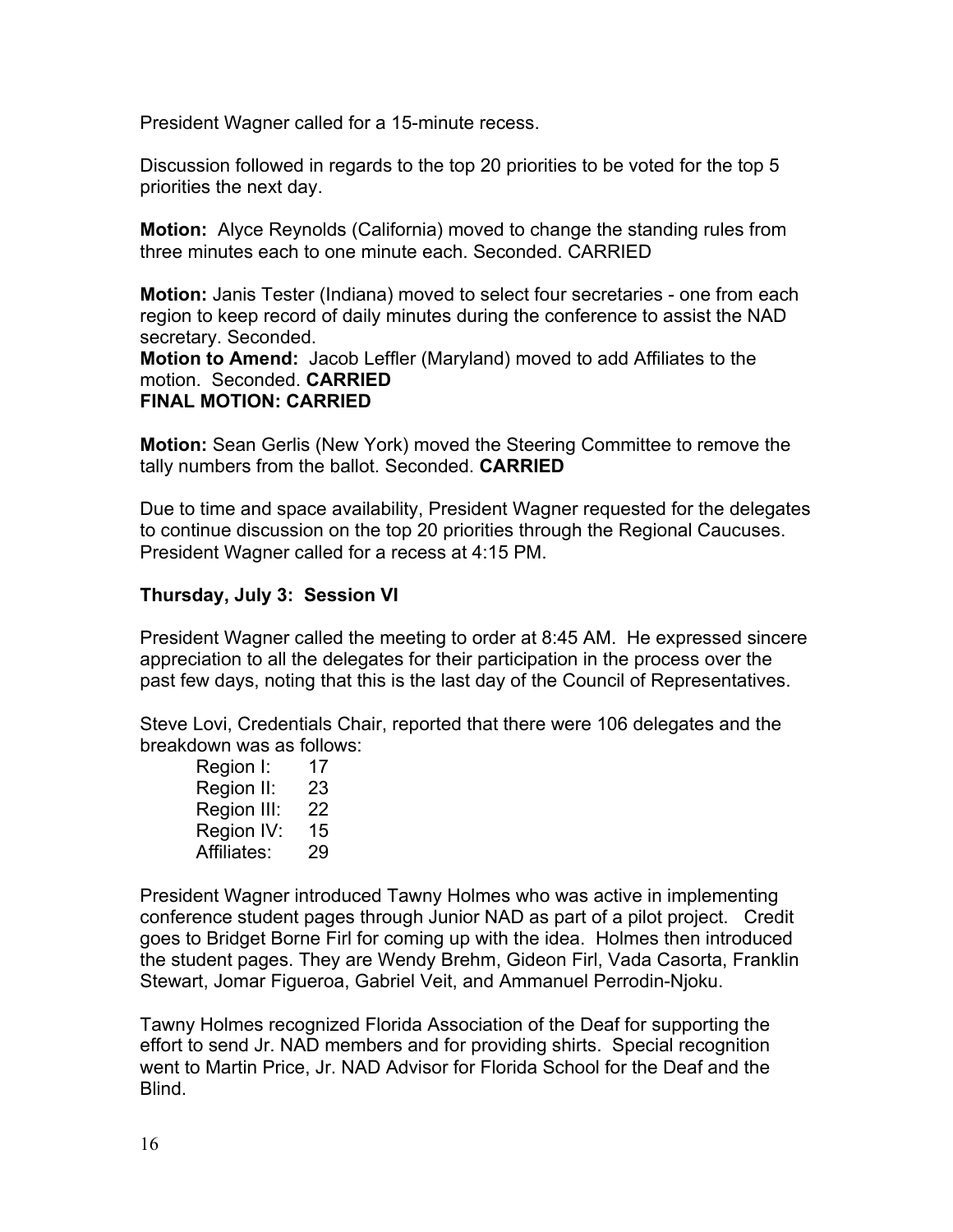President Wagner called for a 15-minute recess.

Discussion followed in regards to the top 20 priorities to be voted for the top 5 priorities the next day.

**Motion:** Alyce Reynolds (California) moved to change the standing rules from three minutes each to one minute each. Seconded. CARRIED

**Motion:** Janis Tester (Indiana) moved to select four secretaries - one from each region to keep record of daily minutes during the conference to assist the NAD secretary. Seconded.
**Motion to Amend:** Jacob Leffler (Maryland) moved to add Affiliates to the motion. Seconded. **CARRIED**
**FINAL MOTION: CARRIED**

**Motion:** Sean Gerlis (New York) moved the Steering Committee to remove the tally numbers from the ballot. Seconded. **CARRIED**

Due to time and space availability, President Wagner requested for the delegates to continue discussion on the top 20 priorities through the Regional Caucuses. President Wagner called for a recess at 4:15 PM.

**Thursday, July 3: Session VI**

President Wagner called the meeting to order at 8:45 AM. He expressed sincere appreciation to all the delegates for their participation in the process over the past few days, noting that this is the last day of the Council of Representatives.

Steve Lovi, Credentials Chair, reported that there were 106 delegates and the breakdown was as follows:

| | |
|---|---|
| Region I: | 17 |
| Region II: | 23 |
| Region III: | 22 |
| Region IV: | 15 |
| Affiliates: | 29 |

President Wagner introduced Tawny Holmes who was active in implementing conference student pages through Junior NAD as part of a pilot project. Credit goes to Bridget Borne Firl for coming up with the idea. Holmes then introduced the student pages. They are Wendy Brehm, Gideon Firl, Vada Casorta, Franklin Stewart, Jomar Figueroa, Gabriel Veit, and Ammanuel Perrodin-Njoku.

Tawny Holmes recognized Florida Association of the Deaf for supporting the effort to send Jr. NAD members and for providing shirts. Special recognition went to Martin Price, Jr. NAD Advisor for Florida School for the Deaf and the Blind.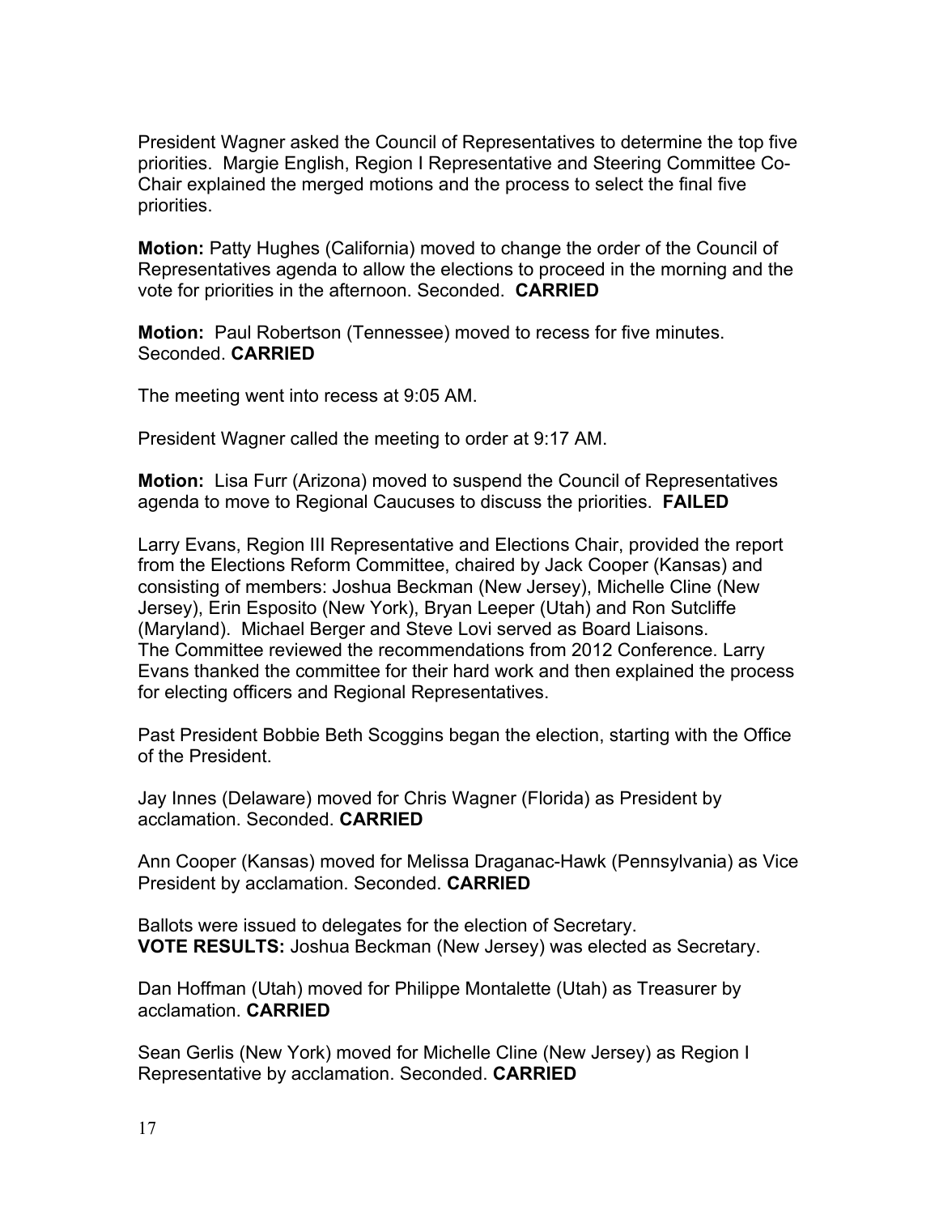President Wagner asked the Council of Representatives to determine the top five priorities. Margie English, Region I Representative and Steering Committee Co-Chair explained the merged motions and the process to select the final five priorities.

**Motion:** Patty Hughes (California) moved to change the order of the Council of Representatives agenda to allow the elections to proceed in the morning and the vote for priorities in the afternoon. Seconded. **CARRIED**

**Motion:** Paul Robertson (Tennessee) moved to recess for five minutes. Seconded. **CARRIED**

The meeting went into recess at 9:05 AM.

President Wagner called the meeting to order at 9:17 AM.

**Motion:** Lisa Furr (Arizona) moved to suspend the Council of Representatives agenda to move to Regional Caucuses to discuss the priorities. **FAILED**

Larry Evans, Region III Representative and Elections Chair, provided the report from the Elections Reform Committee, chaired by Jack Cooper (Kansas) and consisting of members: Joshua Beckman (New Jersey), Michelle Cline (New Jersey), Erin Esposito (New York), Bryan Leeper (Utah) and Ron Sutcliffe (Maryland). Michael Berger and Steve Lovi served as Board Liaisons. The Committee reviewed the recommendations from 2012 Conference. Larry Evans thanked the committee for their hard work and then explained the process for electing officers and Regional Representatives.

Past President Bobbie Beth Scoggins began the election, starting with the Office of the President.

Jay Innes (Delaware) moved for Chris Wagner (Florida) as President by acclamation. Seconded. **CARRIED**

Ann Cooper (Kansas) moved for Melissa Draganac-Hawk (Pennsylvania) as Vice President by acclamation. Seconded. **CARRIED**

Ballots were issued to delegates for the election of Secretary.
**VOTE RESULTS:** Joshua Beckman (New Jersey) was elected as Secretary.

Dan Hoffman (Utah) moved for Philippe Montalette (Utah) as Treasurer by acclamation. **CARRIED**

Sean Gerlis (New York) moved for Michelle Cline (New Jersey) as Region I Representative by acclamation. Seconded. **CARRIED**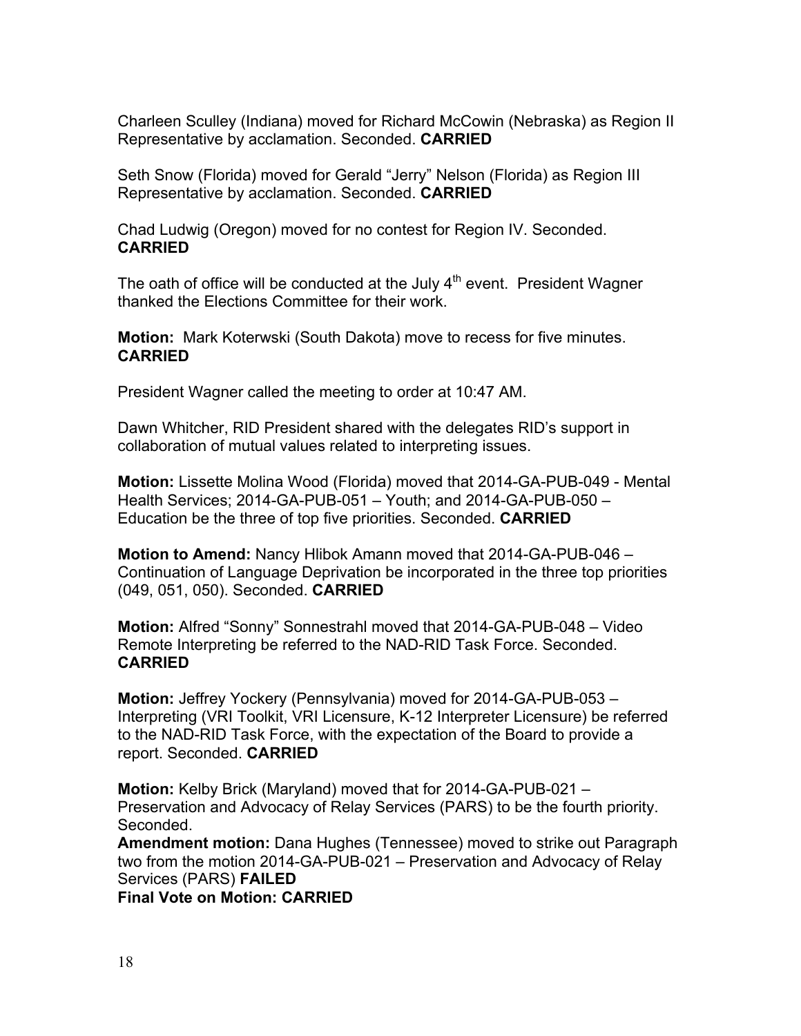Charleen Sculley (Indiana) moved for Richard McCowin (Nebraska) as Region II Representative by acclamation. Seconded. **CARRIED**

Seth Snow (Florida) moved for Gerald "Jerry" Nelson (Florida) as Region III Representative by acclamation. Seconded. **CARRIED**

Chad Ludwig (Oregon) moved for no contest for Region IV. Seconded. **CARRIED**

The oath of office will be conducted at the July 4th event. President Wagner thanked the Elections Committee for their work.

**Motion:** Mark Koterwski (South Dakota) move to recess for five minutes. **CARRIED**

President Wagner called the meeting to order at 10:47 AM.

Dawn Whitcher, RID President shared with the delegates RID's support in collaboration of mutual values related to interpreting issues.

**Motion:** Lissette Molina Wood (Florida) moved that 2014-GA-PUB-049 - Mental Health Services; 2014-GA-PUB-051 – Youth; and 2014-GA-PUB-050 – Education be the three of top five priorities. Seconded. **CARRIED**

**Motion to Amend:** Nancy Hlibok Amann moved that 2014-GA-PUB-046 – Continuation of Language Deprivation be incorporated in the three top priorities (049, 051, 050). Seconded. **CARRIED**

**Motion:** Alfred "Sonny" Sonnestrahl moved that 2014-GA-PUB-048 – Video Remote Interpreting be referred to the NAD-RID Task Force. Seconded. **CARRIED**

**Motion:** Jeffrey Yockery (Pennsylvania) moved for 2014-GA-PUB-053 – Interpreting (VRI Toolkit, VRI Licensure, K-12 Interpreter Licensure) be referred to the NAD-RID Task Force, with the expectation of the Board to provide a report. Seconded. **CARRIED**

**Motion:** Kelby Brick (Maryland) moved that for 2014-GA-PUB-021 – Preservation and Advocacy of Relay Services (PARS) to be the fourth priority. Seconded.
**Amendment motion:** Dana Hughes (Tennessee) moved to strike out Paragraph two from the motion 2014-GA-PUB-021 – Preservation and Advocacy of Relay Services (PARS) **FAILED**
**Final Vote on Motion: CARRIED**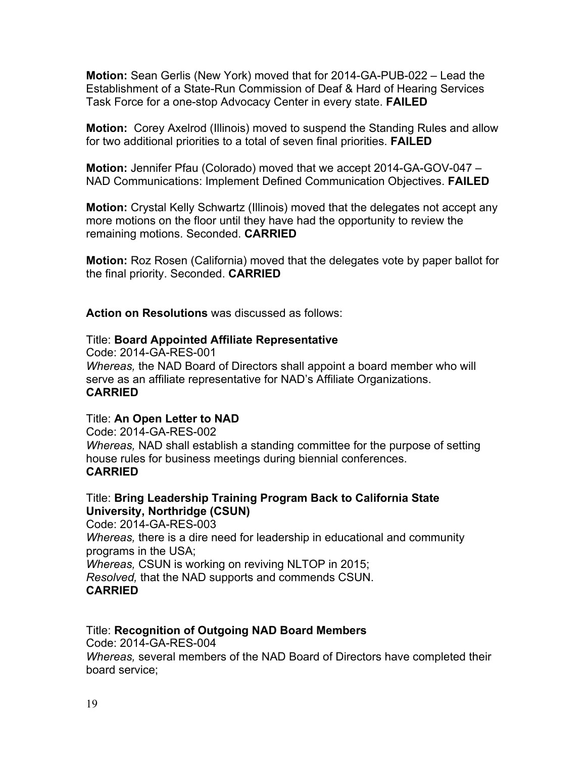**Motion:** Sean Gerlis (New York) moved that for 2014-GA-PUB-022 – Lead the Establishment of a State-Run Commission of Deaf & Hard of Hearing Services Task Force for a one-stop Advocacy Center in every state. **FAILED**

**Motion:** Corey Axelrod (Illinois) moved to suspend the Standing Rules and allow for two additional priorities to a total of seven final priorities. **FAILED**

**Motion:** Jennifer Pfau (Colorado) moved that we accept 2014-GA-GOV-047 – NAD Communications: Implement Defined Communication Objectives. **FAILED**

**Motion:** Crystal Kelly Schwartz (Illinois) moved that the delegates not accept any more motions on the floor until they have had the opportunity to review the remaining motions. Seconded. **CARRIED**

**Motion:** Roz Rosen (California) moved that the delegates vote by paper ballot for the final priority. Seconded. **CARRIED**

**Action on Resolutions** was discussed as follows:

Title: **Board Appointed Affiliate Representative**
Code: 2014-GA-RES-001
*Whereas,* the NAD Board of Directors shall appoint a board member who will serve as an affiliate representative for NAD's Affiliate Organizations.
**CARRIED**

Title: **An Open Letter to NAD**
Code: 2014-GA-RES-002
*Whereas,* NAD shall establish a standing committee for the purpose of setting house rules for business meetings during biennial conferences.
**CARRIED**

Title: **Bring Leadership Training Program Back to California State University, Northridge (CSUN)**
Code: 2014-GA-RES-003
*Whereas,* there is a dire need for leadership in educational and community programs in the USA;
*Whereas,* CSUN is working on reviving NLTOP in 2015;
*Resolved,* that the NAD supports and commends CSUN.
**CARRIED**

Title: **Recognition of Outgoing NAD Board Members**
Code: 2014-GA-RES-004
*Whereas,* several members of the NAD Board of Directors have completed their board service;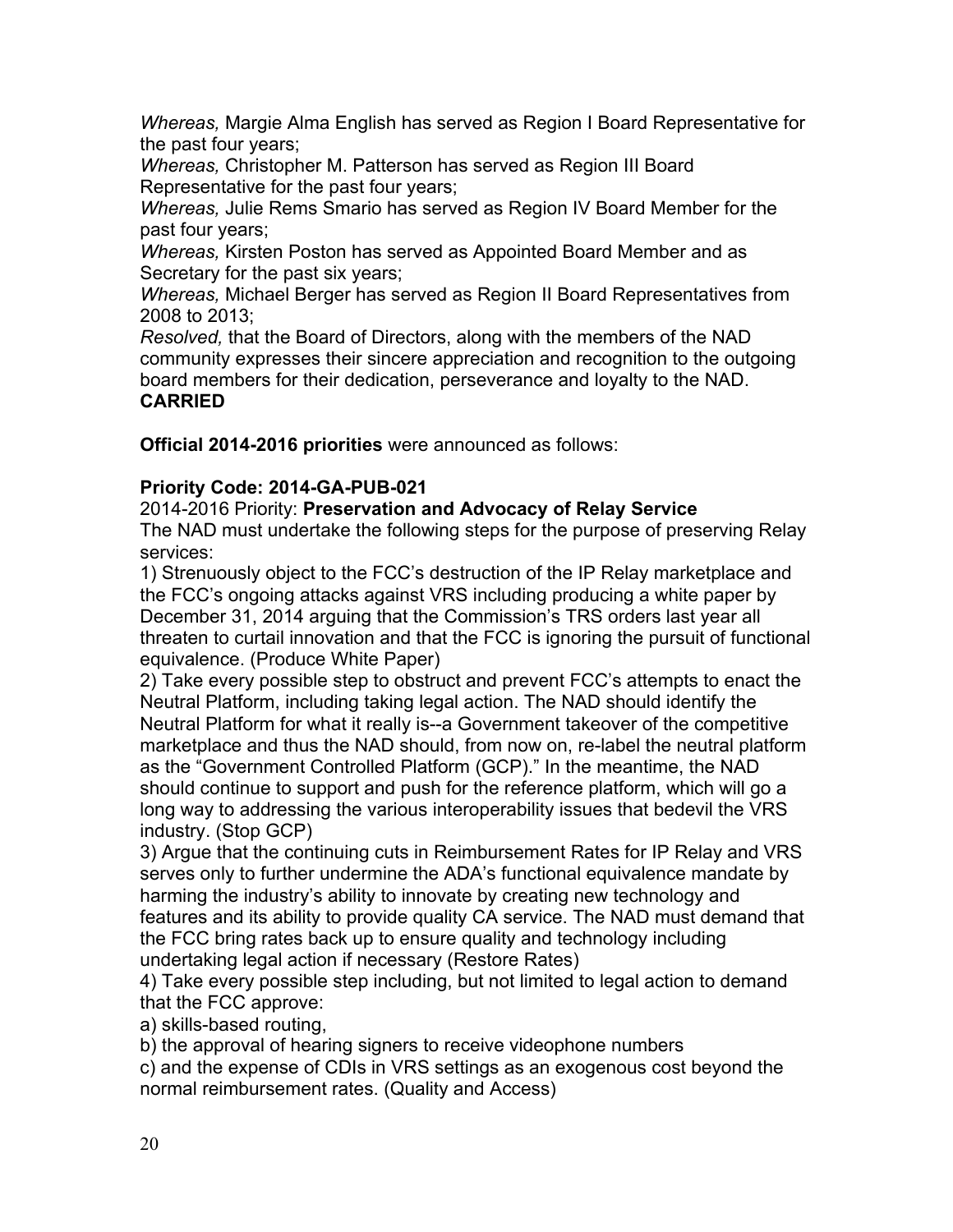*Whereas,* Margie Alma English has served as Region I Board Representative for the past four years;
*Whereas,* Christopher M. Patterson has served as Region III Board Representative for the past four years;
*Whereas,* Julie Rems Smario has served as Region IV Board Member for the past four years;
*Whereas,* Kirsten Poston has served as Appointed Board Member and as Secretary for the past six years;
*Whereas,* Michael Berger has served as Region II Board Representatives from 2008 to 2013;
*Resolved,* that the Board of Directors, along with the members of the NAD community expresses their sincere appreciation and recognition to the outgoing board members for their dedication, perseverance and loyalty to the NAD.
**CARRIED**

**Official 2014-2016 priorities** were announced as follows:

**Priority Code: 2014-GA-PUB-021**
2014-2016 Priority: **Preservation and Advocacy of Relay Service**
The NAD must undertake the following steps for the purpose of preserving Relay services:
1) Strenuously object to the FCC's destruction of the IP Relay marketplace and the FCC's ongoing attacks against VRS including producing a white paper by December 31, 2014 arguing that the Commission's TRS orders last year all threaten to curtail innovation and that the FCC is ignoring the pursuit of functional equivalence. (Produce White Paper)
2) Take every possible step to obstruct and prevent FCC's attempts to enact the Neutral Platform, including taking legal action. The NAD should identify the Neutral Platform for what it really is--a Government takeover of the competitive marketplace and thus the NAD should, from now on, re-label the neutral platform as the "Government Controlled Platform (GCP)." In the meantime, the NAD should continue to support and push for the reference platform, which will go a long way to addressing the various interoperability issues that bedevil the VRS industry. (Stop GCP)
3) Argue that the continuing cuts in Reimbursement Rates for IP Relay and VRS serves only to further undermine the ADA's functional equivalence mandate by harming the industry's ability to innovate by creating new technology and features and its ability to provide quality CA service. The NAD must demand that the FCC bring rates back up to ensure quality and technology including undertaking legal action if necessary (Restore Rates)
4) Take every possible step including, but not limited to legal action to demand that the FCC approve:
a) skills-based routing,
b) the approval of hearing signers to receive videophone numbers
c) and the expense of CDIs in VRS settings as an exogenous cost beyond the normal reimbursement rates. (Quality and Access)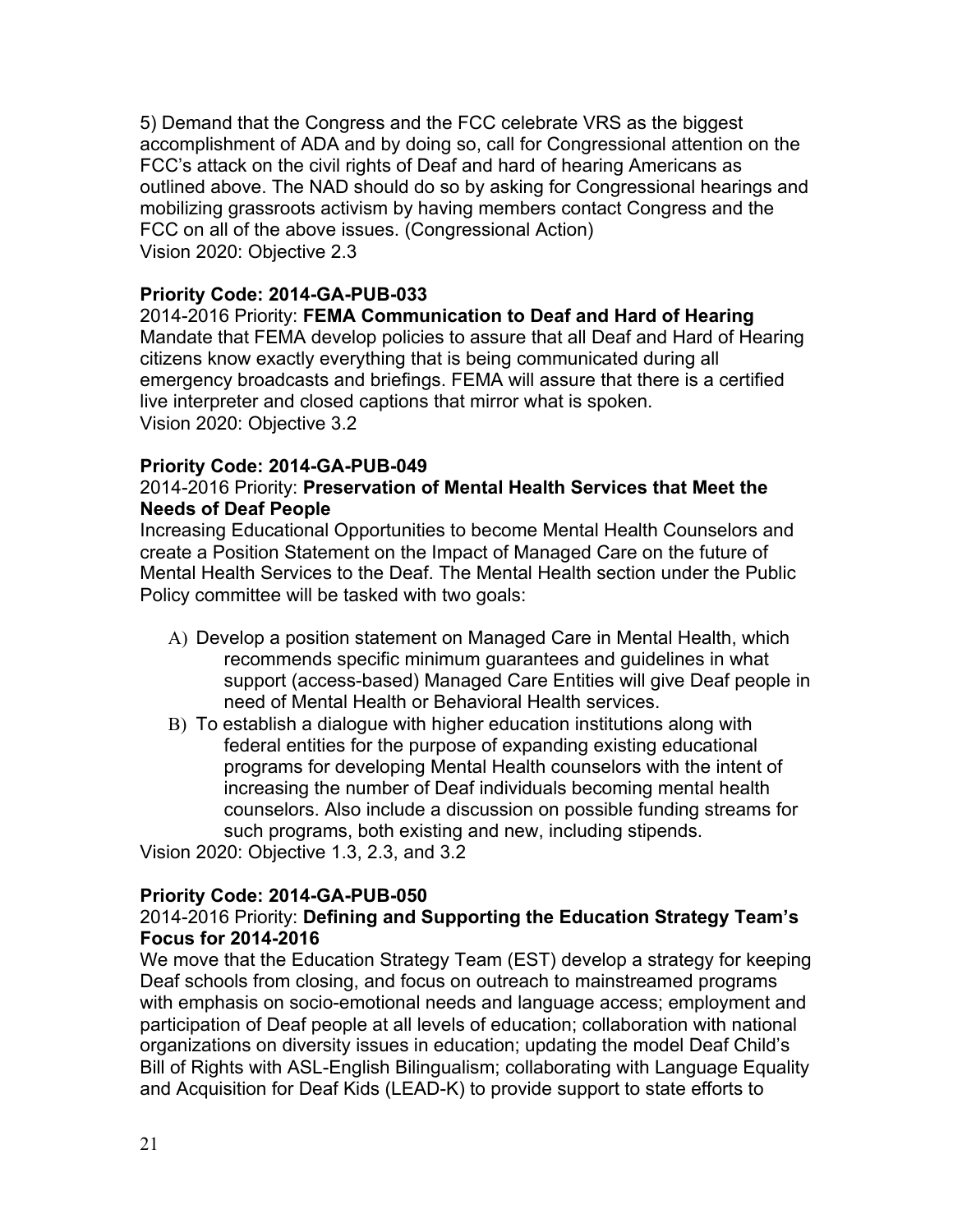5) Demand that the Congress and the FCC celebrate VRS as the biggest accomplishment of ADA and by doing so, call for Congressional attention on the FCC's attack on the civil rights of Deaf and hard of hearing Americans as outlined above. The NAD should do so by asking for Congressional hearings and mobilizing grassroots activism by having members contact Congress and the FCC on all of the above issues. (Congressional Action)
Vision 2020: Objective 2.3

**Priority Code: 2014-GA-PUB-033**
2014-2016 Priority: **FEMA Communication to Deaf and Hard of Hearing**
Mandate that FEMA develop policies to assure that all Deaf and Hard of Hearing citizens know exactly everything that is being communicated during all emergency broadcasts and briefings. FEMA will assure that there is a certified live interpreter and closed captions that mirror what is spoken.
Vision 2020: Objective 3.2

**Priority Code: 2014-GA-PUB-049**
2014-2016 Priority: **Preservation of Mental Health Services that Meet the Needs of Deaf People**
Increasing Educational Opportunities to become Mental Health Counselors and create a Position Statement on the Impact of Managed Care on the future of Mental Health Services to the Deaf. The Mental Health section under the Public Policy committee will be tasked with two goals:

A) Develop a position statement on Managed Care in Mental Health, which recommends specific minimum guarantees and guidelines in what support (access-based) Managed Care Entities will give Deaf people in need of Mental Health or Behavioral Health services.
B) To establish a dialogue with higher education institutions along with federal entities for the purpose of expanding existing educational programs for developing Mental Health counselors with the intent of increasing the number of Deaf individuals becoming mental health counselors. Also include a discussion on possible funding streams for such programs, both existing and new, including stipends.

Vision 2020: Objective 1.3, 2.3, and 3.2

**Priority Code: 2014-GA-PUB-050**
2014-2016 Priority: **Defining and Supporting the Education Strategy Team's Focus for 2014-2016**
We move that the Education Strategy Team (EST) develop a strategy for keeping Deaf schools from closing, and focus on outreach to mainstreamed programs with emphasis on socio-emotional needs and language access; employment and participation of Deaf people at all levels of education; collaboration with national organizations on diversity issues in education; updating the model Deaf Child's Bill of Rights with ASL-English Bilingualism; collaborating with Language Equality and Acquisition for Deaf Kids (LEAD-K) to provide support to state efforts to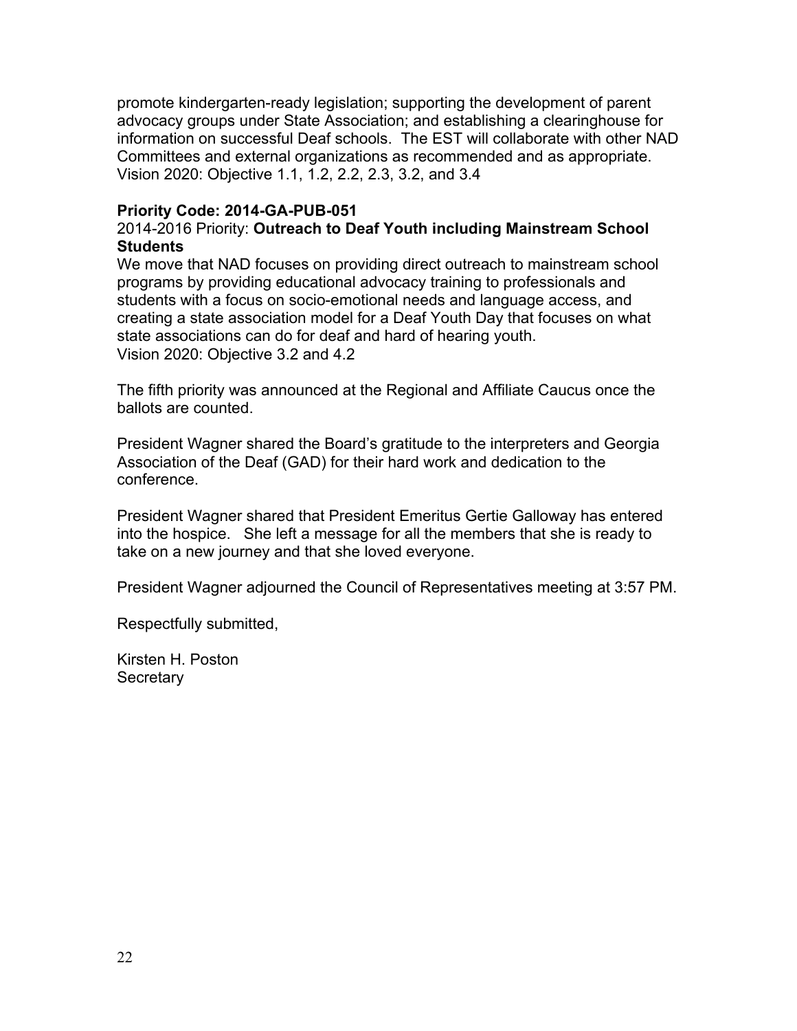promote kindergarten-ready legislation; supporting the development of parent advocacy groups under State Association; and establishing a clearinghouse for information on successful Deaf schools. The EST will collaborate with other NAD Committees and external organizations as recommended and as appropriate.
Vision 2020: Objective 1.1, 1.2, 2.2, 2.3, 3.2, and 3.4

**Priority Code: 2014-GA-PUB-051**
2014-2016 Priority: **Outreach to Deaf Youth including Mainstream School Students**
We move that NAD focuses on providing direct outreach to mainstream school programs by providing educational advocacy training to professionals and students with a focus on socio-emotional needs and language access, and creating a state association model for a Deaf Youth Day that focuses on what state associations can do for deaf and hard of hearing youth.
Vision 2020: Objective 3.2 and 4.2

The fifth priority was announced at the Regional and Affiliate Caucus once the ballots are counted.

President Wagner shared the Board's gratitude to the interpreters and Georgia Association of the Deaf (GAD) for their hard work and dedication to the conference.

President Wagner shared that President Emeritus Gertie Galloway has entered into the hospice. She left a message for all the members that she is ready to take on a new journey and that she loved everyone.

President Wagner adjourned the Council of Representatives meeting at 3:57 PM.

Respectfully submitted,

Kirsten H. Poston
Secretary